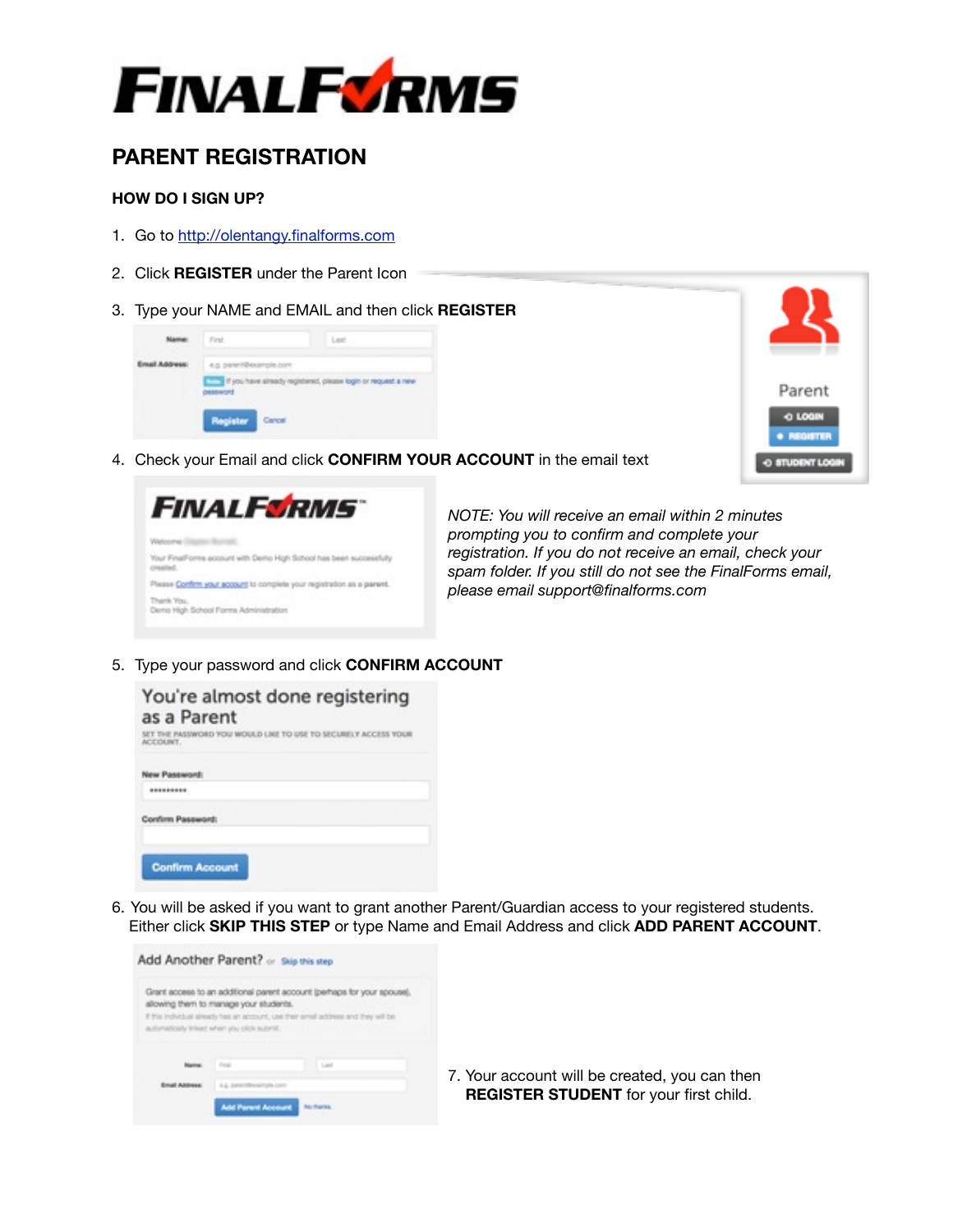# FINALFORMS

## PARENT REGISTRATION

### HOW DO I SIGN UP?

1. Go to [http://olentangy.finalforms.com](http://olentangy.finalforms.com)
2. Click **REGISTER** under the Parent Icon
3. Type your NAME and EMAIL and then click **REGISTER**
4. Check your Email and click **CONFIRM YOUR ACCOUNT** in the email text

*NOTE: You will receive an email within 2 minutes prompting you to confirm and complete your registration. If you do not receive an email, check your spam folder. If you still do not see the FinalForms email, please email support@finalforms.com*

5. Type your password and click **CONFIRM ACCOUNT**
6. You will be asked if you want to grant another Parent/Guardian access to your registered students. Either click **SKIP THIS STEP** or type Name and Email Address and click **ADD PARENT ACCOUNT**.
7. Your account will be created, you can then **REGISTER STUDENT** for your first child.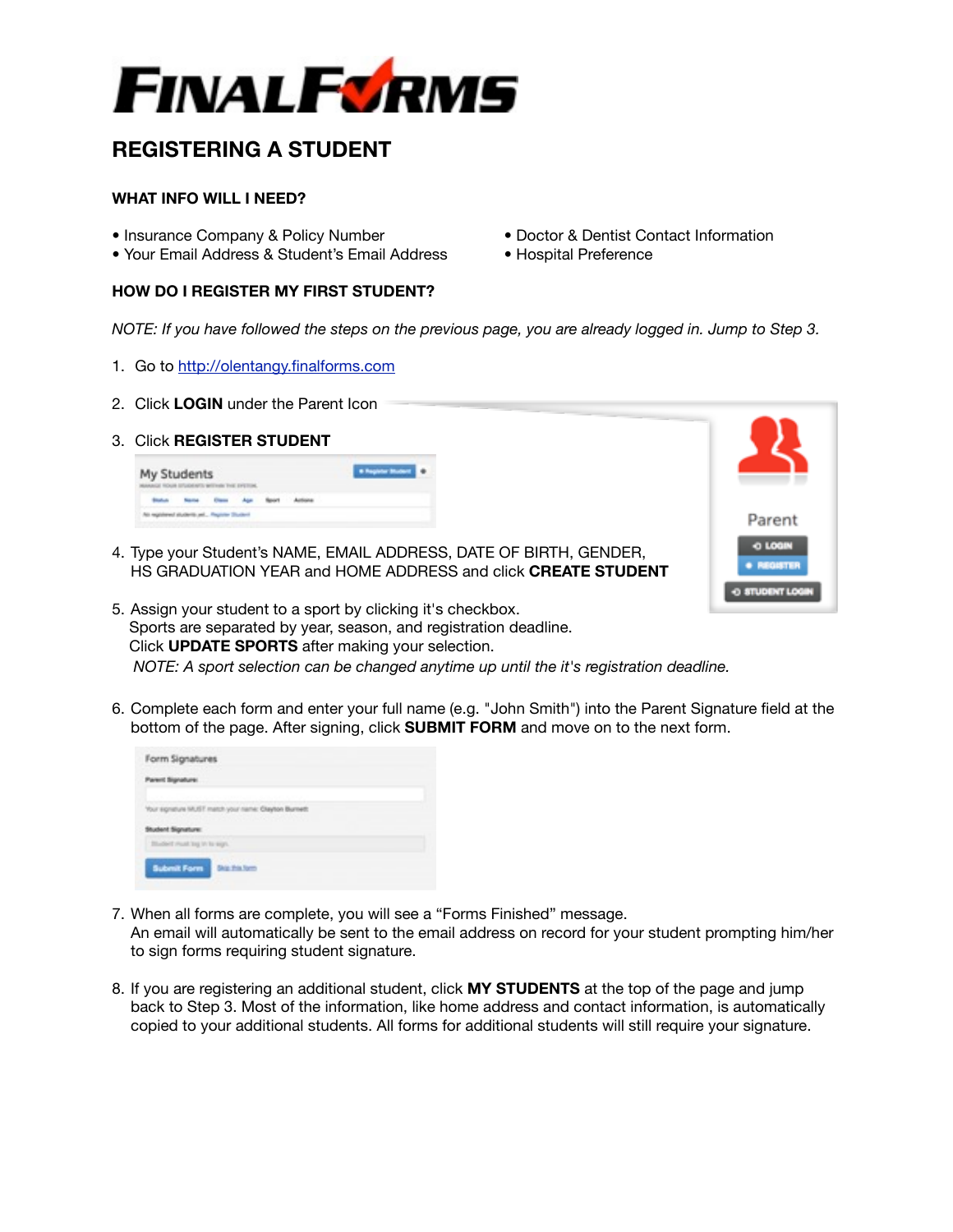# FINALFORMS

## REGISTERING A STUDENT

### WHAT INFO WILL I NEED?

- Insurance Company & Policy Number
- Your Email Address & Student's Email Address
- Doctor & Dentist Contact Information
- Hospital Preference

### HOW DO I REGISTER MY FIRST STUDENT?

*NOTE: If you have followed the steps on the previous page, you are already logged in. Jump to Step 3.*

1. Go to http://olentangy.finalforms.com
2. Click **LOGIN** under the Parent Icon
3. Click **REGISTER STUDENT**
4. Type your Student's NAME, EMAIL ADDRESS, DATE OF BIRTH, GENDER, HS GRADUATION YEAR and HOME ADDRESS and click **CREATE STUDENT**
5. Assign your student to a sport by clicking it's checkbox.
   Sports are separated by year, season, and registration deadline.
   Click **UPDATE SPORTS** after making your selection.
   *NOTE: A sport selection can be changed anytime up until the it's registration deadline.*
6. Complete each form and enter your full name (e.g. "John Smith") into the Parent Signature field at the bottom of the page. After signing, click **SUBMIT FORM** and move on to the next form.
7. When all forms are complete, you will see a "Forms Finished" message.
   An email will automatically be sent to the email address on record for your student prompting him/her to sign forms requiring student signature.
8. If you are registering an additional student, click **MY STUDENTS** at the top of the page and jump back to Step 3. Most of the information, like home address and contact information, is automatically copied to your additional students. All forms for additional students will still require your signature.